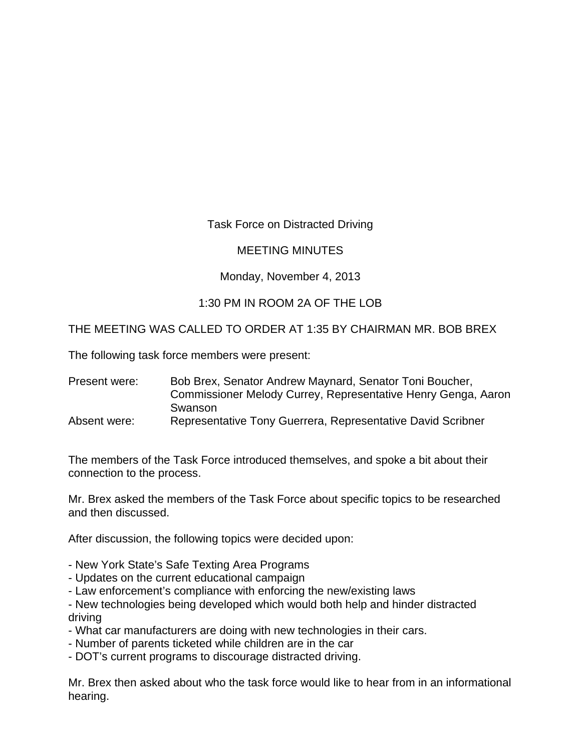Task Force on Distracted Driving

MEETING MINUTES

Monday, November 4, 2013

1:30 PM IN ROOM 2A OF THE LOB

THE MEETING WAS CALLED TO ORDER AT 1:35 BY CHAIRMAN MR. BOB BREX

The following task force members were present:

| | |
|---|---|
| Present were: | Bob Brex, Senator Andrew Maynard, Senator Toni Boucher, Commissioner Melody Currey, Representative Henry Genga, Aaron Swanson |
| Absent were: | Representative Tony Guerrera, Representative David Scribner |

The members of the Task Force introduced themselves, and spoke a bit about their connection to the process.

Mr. Brex asked the members of the Task Force about specific topics to be researched and then discussed.

After discussion, the following topics were decided upon:

- New York State's Safe Texting Area Programs
- Updates on the current educational campaign
- Law enforcement's compliance with enforcing the new/existing laws
- New technologies being developed which would both help and hinder distracted driving
- What car manufacturers are doing with new technologies in their cars.
- Number of parents ticketed while children are in the car
- DOT's current programs to discourage distracted driving.

Mr. Brex then asked about who the task force would like to hear from in an informational hearing.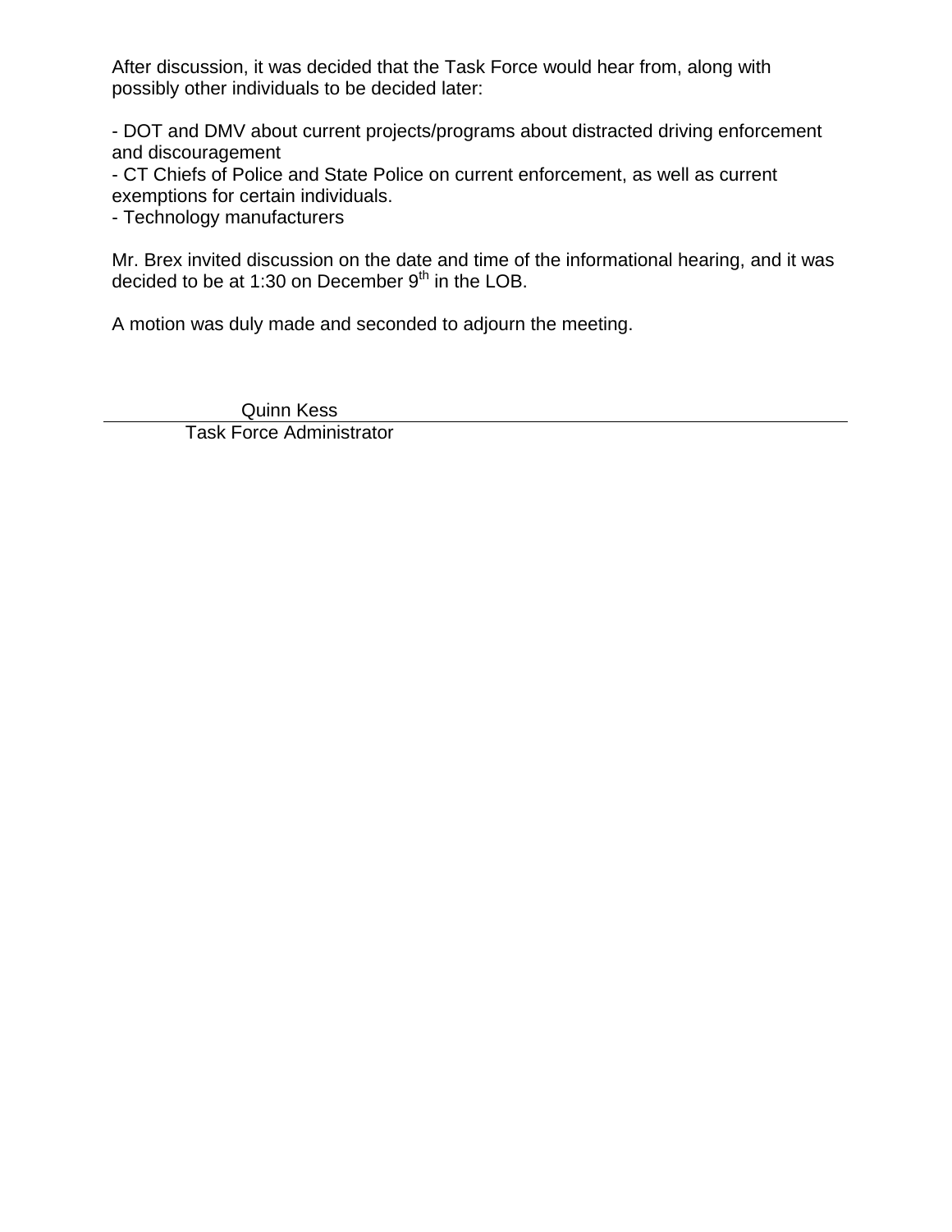After discussion, it was decided that the Task Force would hear from, along with possibly other individuals to be decided later:

- DOT and DMV about current projects/programs about distracted driving enforcement and discouragement
- CT Chiefs of Police and State Police on current enforcement, as well as current exemptions for certain individuals.
- Technology manufacturers

Mr. Brex invited discussion on the date and time of the informational hearing, and it was decided to be at 1:30 on December 9th in the LOB.

A motion was duly made and seconded to adjourn the meeting.

Quinn Kess

Task Force Administrator